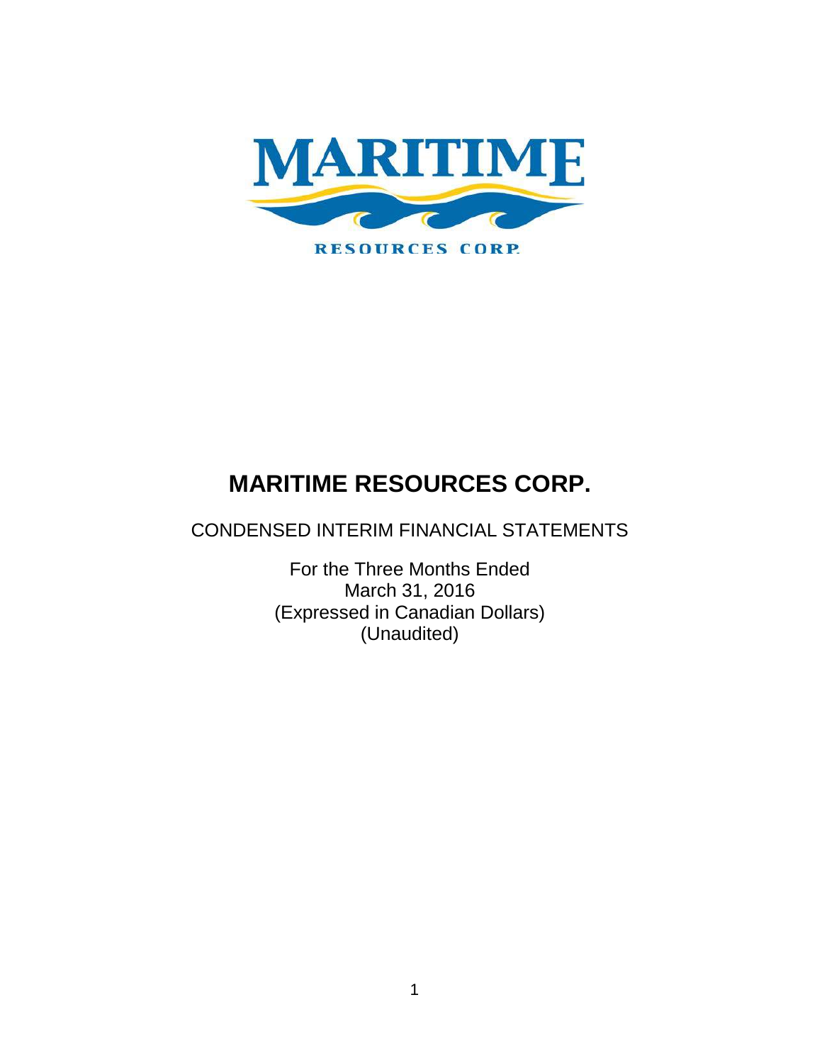# MARITIME RESOURCES CORP.

CONDENSED INTERIM FINANCIAL STATEMENTS

For the Three Months Ended
March 31, 2016
(Expressed in Canadian Dollars)
(Unaudited)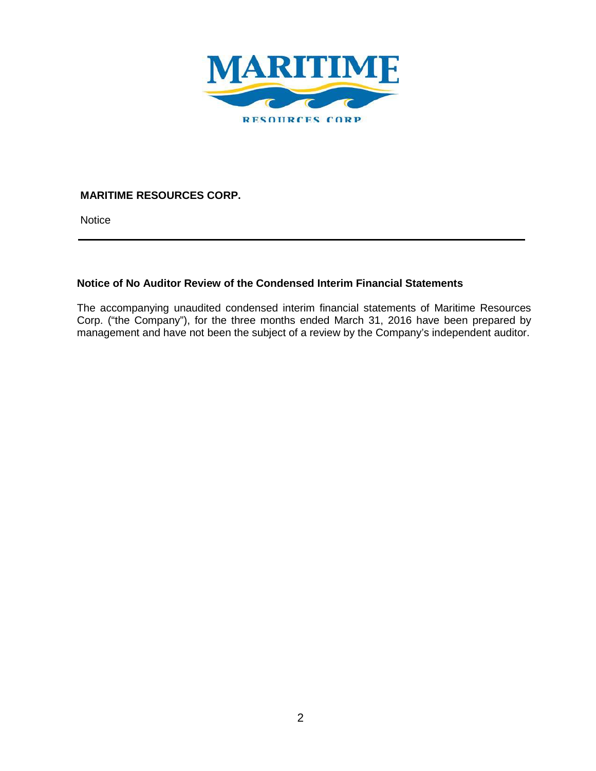**MARITIME RESOURCES CORP.**

Notice

---

## Notice of No Auditor Review of the Condensed Interim Financial Statements

The accompanying unaudited condensed interim financial statements of Maritime Resources Corp. ("the Company"), for the three months ended March 31, 2016 have been prepared by management and have not been the subject of a review by the Company's independent auditor.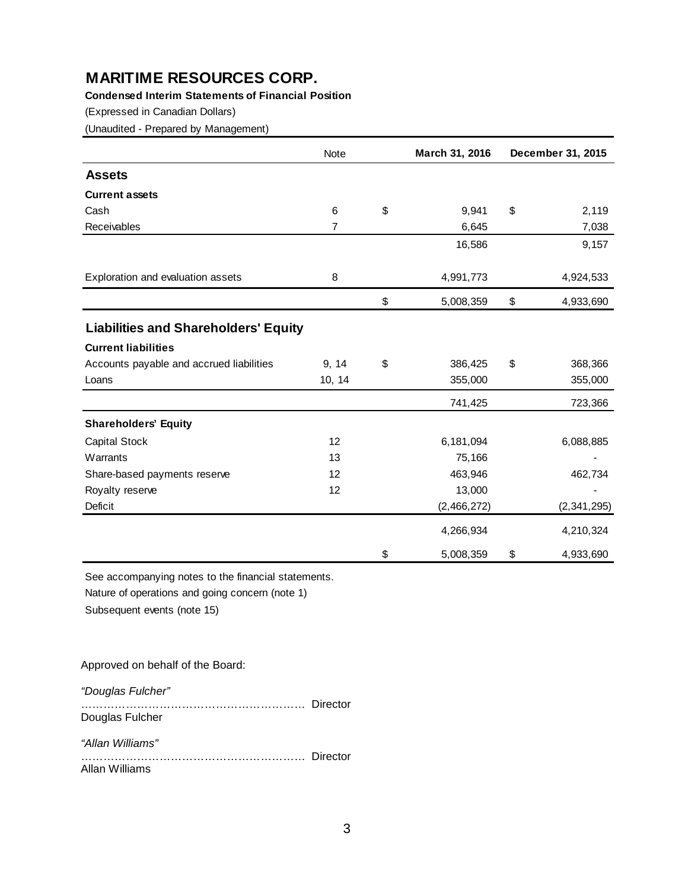# MARITIME RESOURCES CORP.

**Condensed Interim Statements of Financial Position**

(Expressed in Canadian Dollars)

(Unaudited - Prepared by Management)

| | Note | March 31, 2016 | December 31, 2015 |
|---|---|---|---|
| **Assets** | | | |
| **Current assets** | | | |
| Cash | 6 | $ 9,941 | $ 2,119 |
| Receivables | 7 | 6,645 | 7,038 |
| | | 16,586 | 9,157 |
| Exploration and evaluation assets | 8 | 4,991,773 | 4,924,533 |
| | | $ 5,008,359 | $ 4,933,690 |
| **Liabilities and Shareholders' Equity** | | | |
| **Current liabilities** | | | |
| Accounts payable and accrued liabilities | 9, 14 | $ 386,425 | $ 368,366 |
| Loans | 10, 14 | 355,000 | 355,000 |
| | | 741,425 | 723,366 |
| **Shareholders' Equity** | | | |
| Capital Stock | 12 | 6,181,094 | 6,088,885 |
| Warrants | 13 | 75,166 | - |
| Share-based payments reserve | 12 | 463,946 | 462,734 |
| Royalty reserve | 12 | 13,000 | - |
| Deficit | | (2,466,272) | (2,341,295) |
| | | 4,266,934 | 4,210,324 |
| | | $ 5,008,359 | $ 4,933,690 |

See accompanying notes to the financial statements.

Nature of operations and going concern (note 1)

Subsequent events (note 15)

Approved on behalf of the Board:

*"Douglas Fulcher"*

…………………………………………………… Director

Douglas Fulcher

*"Allan Williams"*

…………………………………………………… Director

Allan Williams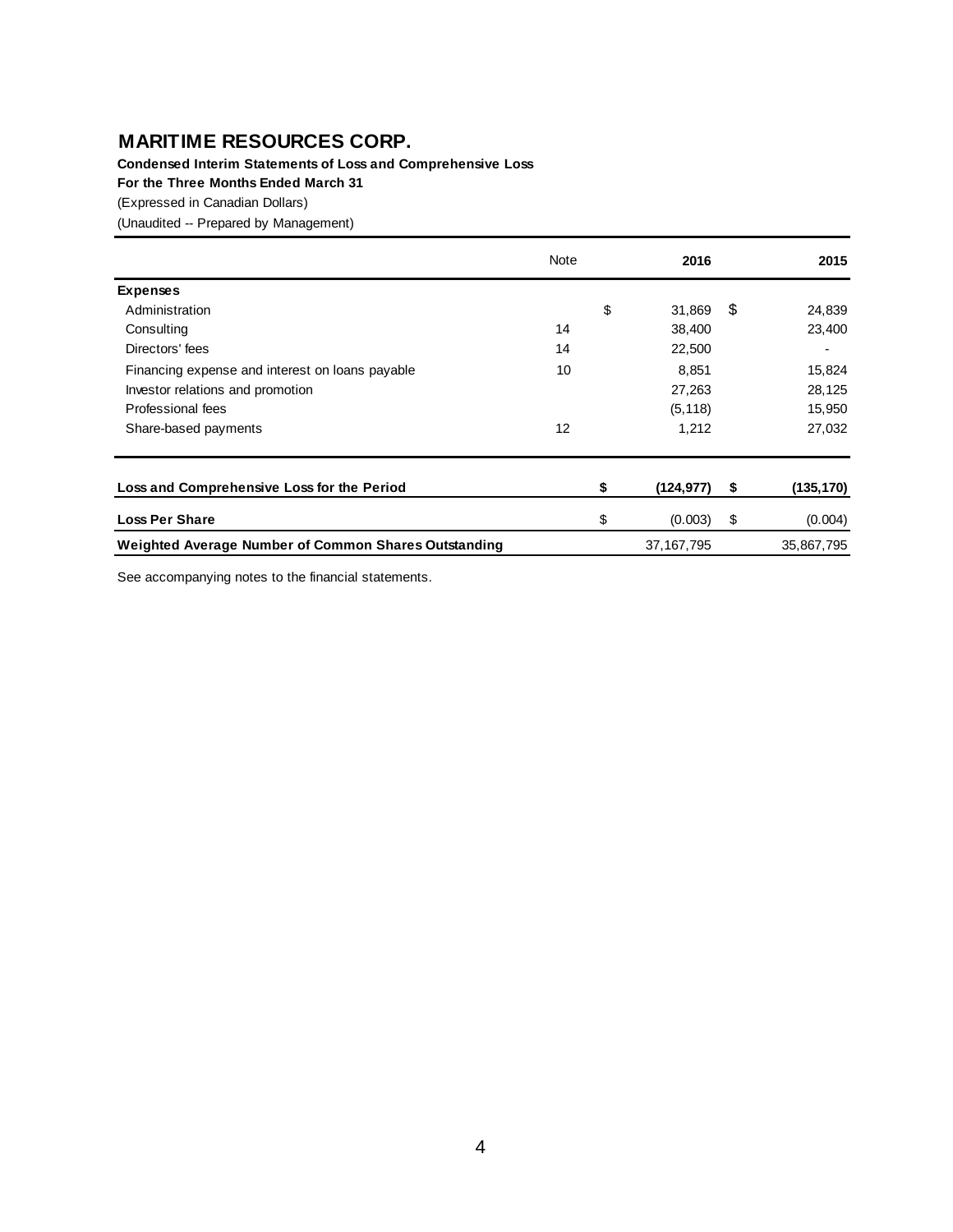# MARITIME RESOURCES CORP.

**Condensed Interim Statements of Loss and Comprehensive Loss**

**For the Three Months Ended March 31**

(Expressed in Canadian Dollars)

(Unaudited -- Prepared by Management)

| | Note | 2016 | 2015 |
|---|---|---|---|
| **Expenses** | | | |
| Administration | | $ 31,869 | $ 24,839 |
| Consulting | 14 | 38,400 | 23,400 |
| Directors' fees | 14 | 22,500 | - |
| Financing expense and interest on loans payable | 10 | 8,851 | 15,824 |
| Investor relations and promotion | | 27,263 | 28,125 |
| Professional fees | | (5,118) | 15,950 |
| Share-based payments | 12 | 1,212 | 27,032 |
| **Loss and Comprehensive Loss for the Period** | | **$ (124,977)** | **$ (135,170)** |
| **Loss Per Share** | | $ (0.003) | $ (0.004) |
| **Weighted Average Number of Common Shares Outstanding** | | 37,167,795 | 35,867,795 |

See accompanying notes to the financial statements.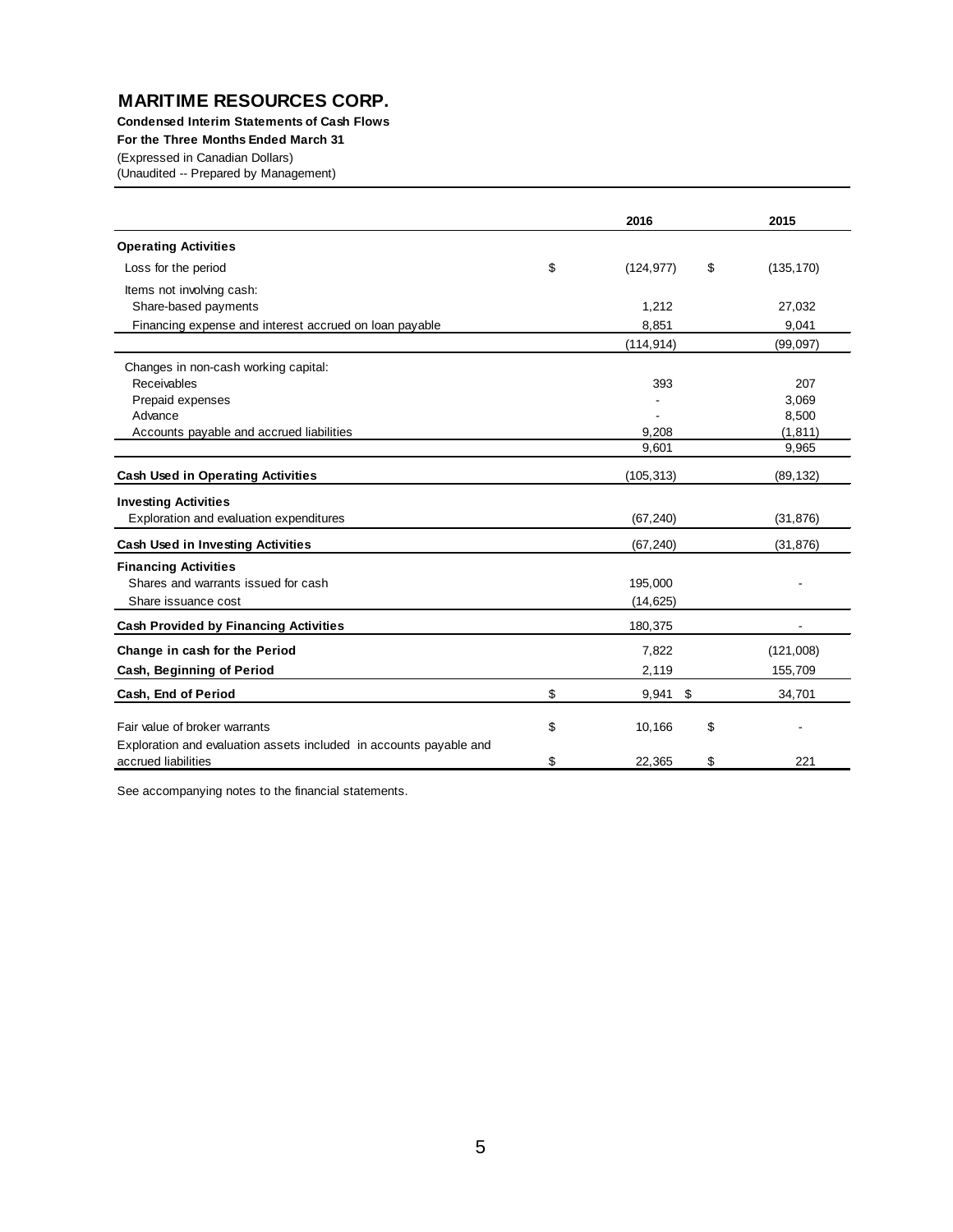# MARITIME RESOURCES CORP.

**Condensed Interim Statements of Cash Flows**

**For the Three Months Ended March 31**

(Expressed in Canadian Dollars)

(Unaudited -- Prepared by Management)

| | 2016 | 2015 |
|---|---|---|
| **Operating Activities** | | |
| Loss for the period | $ (124,977) | $ (135,170) |
| Items not involving cash: | | |
| Share-based payments | 1,212 | 27,032 |
| Financing expense and interest accrued on loan payable | 8,851 | 9,041 |
| | (114,914) | (99,097) |
| Changes in non-cash working capital: | | |
| Receivables | 393 | 207 |
| Prepaid expenses | - | 3,069 |
| Advance | - | 8,500 |
| Accounts payable and accrued liabilities | 9,208 | (1,811) |
| | 9,601 | 9,965 |
| **Cash Used in Operating Activities** | (105,313) | (89,132) |
| **Investing Activities** | | |
| Exploration and evaluation expenditures | (67,240) | (31,876) |
| **Cash Used in Investing Activities** | (67,240) | (31,876) |
| **Financing Activities** | | |
| Shares and warrants issued for cash | 195,000 | - |
| Share issuance cost | (14,625) | |
| **Cash Provided by Financing Activities** | 180,375 | - |
| **Change in cash for the Period** | 7,822 | (121,008) |
| **Cash, Beginning of Period** | 2,119 | 155,709 |
| **Cash, End of Period** | $ 9,941 | $ 34,701 |
| Fair value of broker warrants | $ 10,166 | $ - |
| Exploration and evaluation assets included in accounts payable and accrued liabilities | $ 22,365 | $ 221 |

See accompanying notes to the financial statements.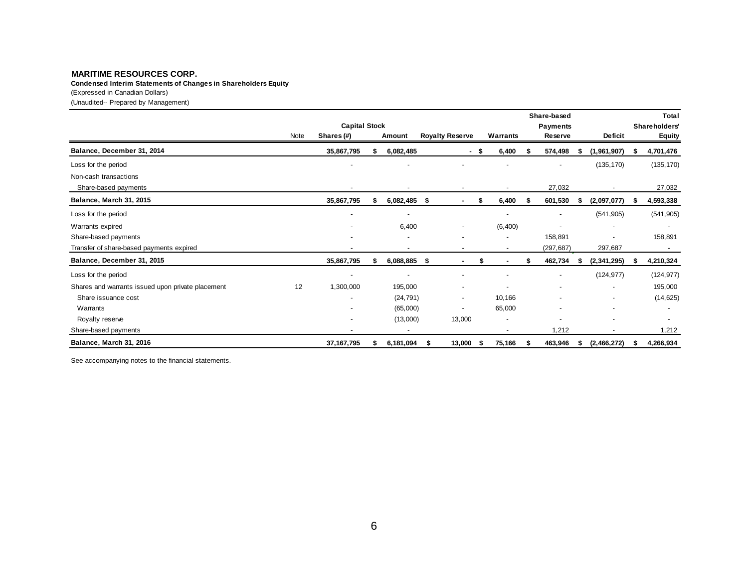**MARITIME RESOURCES CORP.**

**Condensed Interim Statements of Changes in Shareholders Equity**

(Expressed in Canadian Dollars)

(Unaudited-- Prepared by Management)

| | | Capital Stock | | | | Share-based | | Total |
|---|---|---|---|---|---|---|---|---|
| | Note | Shares (#) | Amount | Royalty Reserve | Warrants | Payments Reserve | Deficit | Shareholders' Equity |
| **Balance, December 31, 2014** | | **35,867,795** | **$ 6,082,485** | **-** | **$ 6,400** | **$ 574,498** | **$ (1,961,907)** | **$ 4,701,476** |
| Loss for the period | | - | - | - | - | - | (135,170) | (135,170) |
| Non-cash transactions | | | | | | | | |
| Share-based payments | | - | - | - | - | 27,032 | - | 27,032 |
| **Balance, March 31, 2015** | | **35,867,795** | **$ 6,082,485** | **$ -** | **$ 6,400** | **$ 601,530** | **$ (2,097,077)** | **$ 4,593,338** |
| Loss for the period | | - | - | | - | - | (541,905) | (541,905) |
| Warrants expired | | - | 6,400 | - | (6,400) | - | - | - |
| Share-based payments | | - | - | - | - | 158,891 | - | 158,891 |
| Transfer of share-based payments expired | | - | - | - | - | (297,687) | 297,687 | - |
| **Balance, December 31, 2015** | | **35,867,795** | **$ 6,088,885** | **$ -** | **$ -** | **$ 462,734** | **$ (2,341,295)** | **$ 4,210,324** |
| Loss for the period | | - | - | - | - | - | (124,977) | (124,977) |
| Shares and warrants issued upon private placement | 12 | 1,300,000 | 195,000 | - | - | - | - | 195,000 |
| Share issuance cost | | - | (24,791) | - | 10,166 | - | - | (14,625) |
| Warrants | | - | (65,000) | - | 65,000 | - | - | - |
| Royalty reserve | | - | (13,000) | 13,000 | - | - | - | - |
| Share-based payments | | - | - | | - | 1,212 | - | 1,212 |
| **Balance, March 31, 2016** | | **37,167,795** | **$ 6,181,094** | **$ 13,000** | **$ 75,166** | **$ 463,946** | **$ (2,466,272)** | **$ 4,266,934** |

See accompanying notes to the financial statements.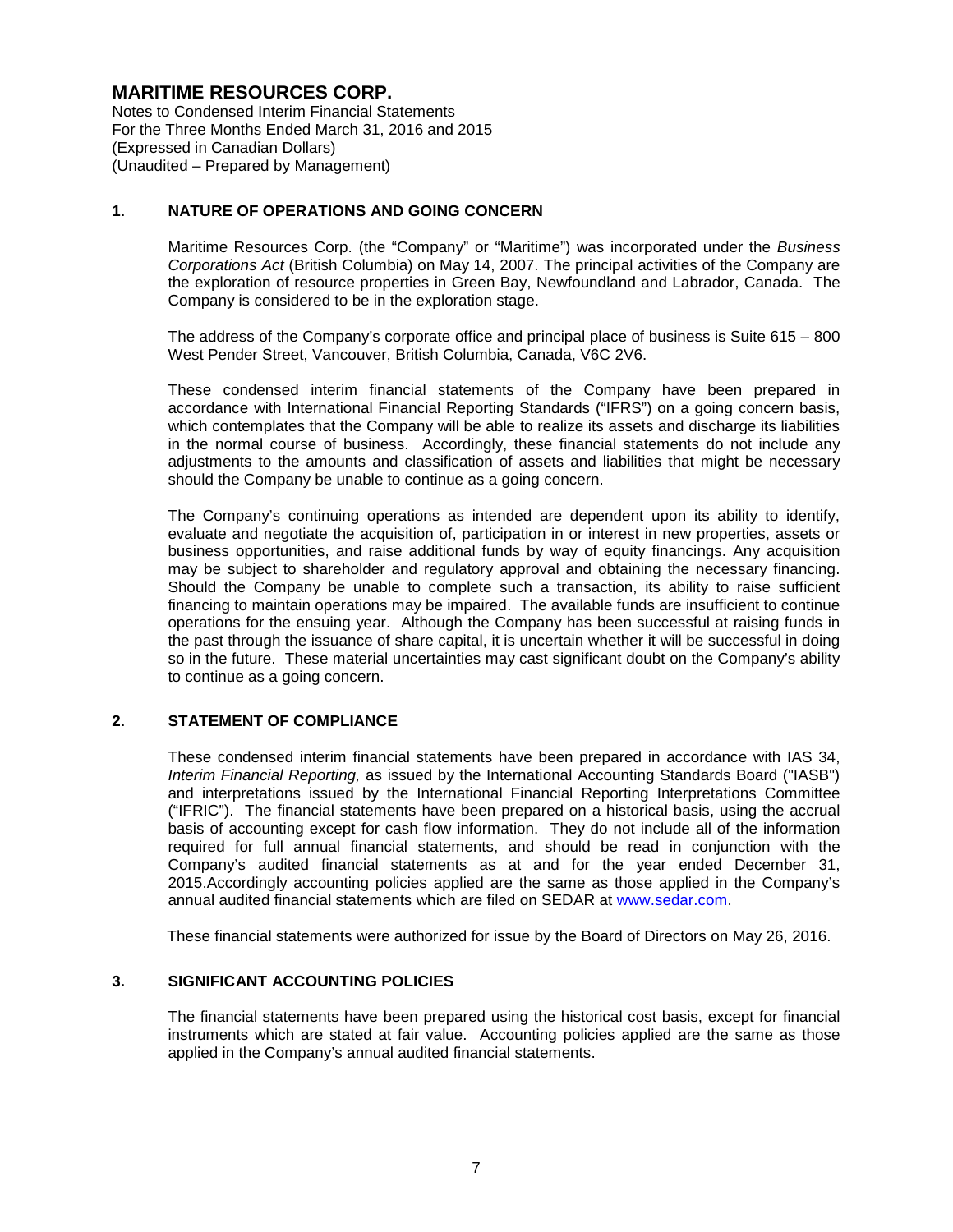# MARITIME RESOURCES CORP.

Notes to Condensed Interim Financial Statements
For the Three Months Ended March 31, 2016 and 2015
(Expressed in Canadian Dollars)
(Unaudited – Prepared by Management)

## 1. NATURE OF OPERATIONS AND GOING CONCERN

Maritime Resources Corp. (the "Company" or "Maritime") was incorporated under the *Business Corporations Act* (British Columbia) on May 14, 2007. The principal activities of the Company are the exploration of resource properties in Green Bay, Newfoundland and Labrador, Canada. The Company is considered to be in the exploration stage.

The address of the Company's corporate office and principal place of business is Suite 615 – 800 West Pender Street, Vancouver, British Columbia, Canada, V6C 2V6.

These condensed interim financial statements of the Company have been prepared in accordance with International Financial Reporting Standards ("IFRS") on a going concern basis, which contemplates that the Company will be able to realize its assets and discharge its liabilities in the normal course of business. Accordingly, these financial statements do not include any adjustments to the amounts and classification of assets and liabilities that might be necessary should the Company be unable to continue as a going concern.

The Company's continuing operations as intended are dependent upon its ability to identify, evaluate and negotiate the acquisition of, participation in or interest in new properties, assets or business opportunities, and raise additional funds by way of equity financings. Any acquisition may be subject to shareholder and regulatory approval and obtaining the necessary financing. Should the Company be unable to complete such a transaction, its ability to raise sufficient financing to maintain operations may be impaired. The available funds are insufficient to continue operations for the ensuing year. Although the Company has been successful at raising funds in the past through the issuance of share capital, it is uncertain whether it will be successful in doing so in the future. These material uncertainties may cast significant doubt on the Company's ability to continue as a going concern.

## 2. STATEMENT OF COMPLIANCE

These condensed interim financial statements have been prepared in accordance with IAS 34, *Interim Financial Reporting,* as issued by the International Accounting Standards Board ("IASB") and interpretations issued by the International Financial Reporting Interpretations Committee ("IFRIC"). The financial statements have been prepared on a historical basis, using the accrual basis of accounting except for cash flow information. They do not include all of the information required for full annual financial statements, and should be read in conjunction with the Company's audited financial statements as at and for the year ended December 31, 2015.Accordingly accounting policies applied are the same as those applied in the Company's annual audited financial statements which are filed on SEDAR at www.sedar.com.

These financial statements were authorized for issue by the Board of Directors on May 26, 2016.

## 3. SIGNIFICANT ACCOUNTING POLICIES

The financial statements have been prepared using the historical cost basis, except for financial instruments which are stated at fair value. Accounting policies applied are the same as those applied in the Company's annual audited financial statements.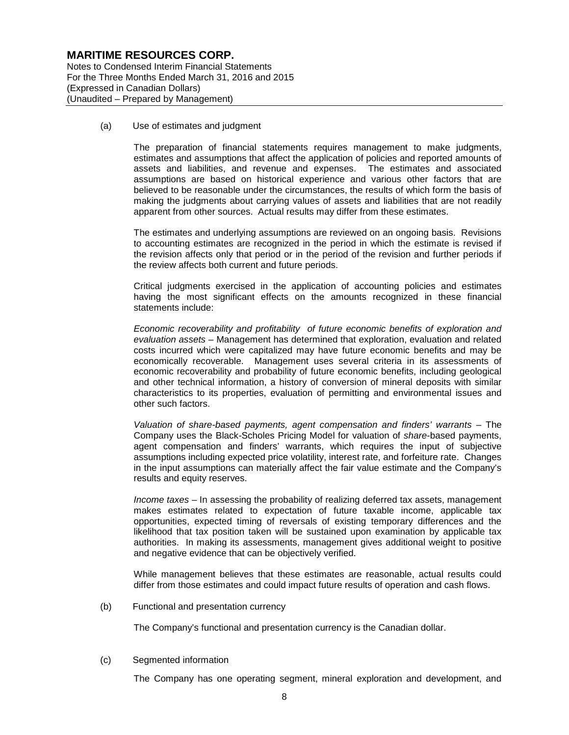(a) Use of estimates and judgment

The preparation of financial statements requires management to make judgments, estimates and assumptions that affect the application of policies and reported amounts of assets and liabilities, and revenue and expenses. The estimates and associated assumptions are based on historical experience and various other factors that are believed to be reasonable under the circumstances, the results of which form the basis of making the judgments about carrying values of assets and liabilities that are not readily apparent from other sources. Actual results may differ from these estimates.

The estimates and underlying assumptions are reviewed on an ongoing basis. Revisions to accounting estimates are recognized in the period in which the estimate is revised if the revision affects only that period or in the period of the revision and further periods if the review affects both current and future periods.

Critical judgments exercised in the application of accounting policies and estimates having the most significant effects on the amounts recognized in these financial statements include:

*Economic recoverability and profitability of future economic benefits of exploration and evaluation assets* – Management has determined that exploration, evaluation and related costs incurred which were capitalized may have future economic benefits and may be economically recoverable. Management uses several criteria in its assessments of economic recoverability and probability of future economic benefits, including geological and other technical information, a history of conversion of mineral deposits with similar characteristics to its properties, evaluation of permitting and environmental issues and other such factors.

*Valuation of share-based payments, agent compensation and finders' warrants* – The Company uses the Black-Scholes Pricing Model for valuation of *share*-based payments, agent compensation and finders' warrants, which requires the input of subjective assumptions including expected price volatility, interest rate, and forfeiture rate. Changes in the input assumptions can materially affect the fair value estimate and the Company's results and equity reserves.

*Income taxes* – In assessing the probability of realizing deferred tax assets, management makes estimates related to expectation of future taxable income, applicable tax opportunities, expected timing of reversals of existing temporary differences and the likelihood that tax position taken will be sustained upon examination by applicable tax authorities. In making its assessments, management gives additional weight to positive and negative evidence that can be objectively verified.

While management believes that these estimates are reasonable, actual results could differ from those estimates and could impact future results of operation and cash flows.

(b) Functional and presentation currency

The Company's functional and presentation currency is the Canadian dollar.

(c) Segmented information

The Company has one operating segment, mineral exploration and development, and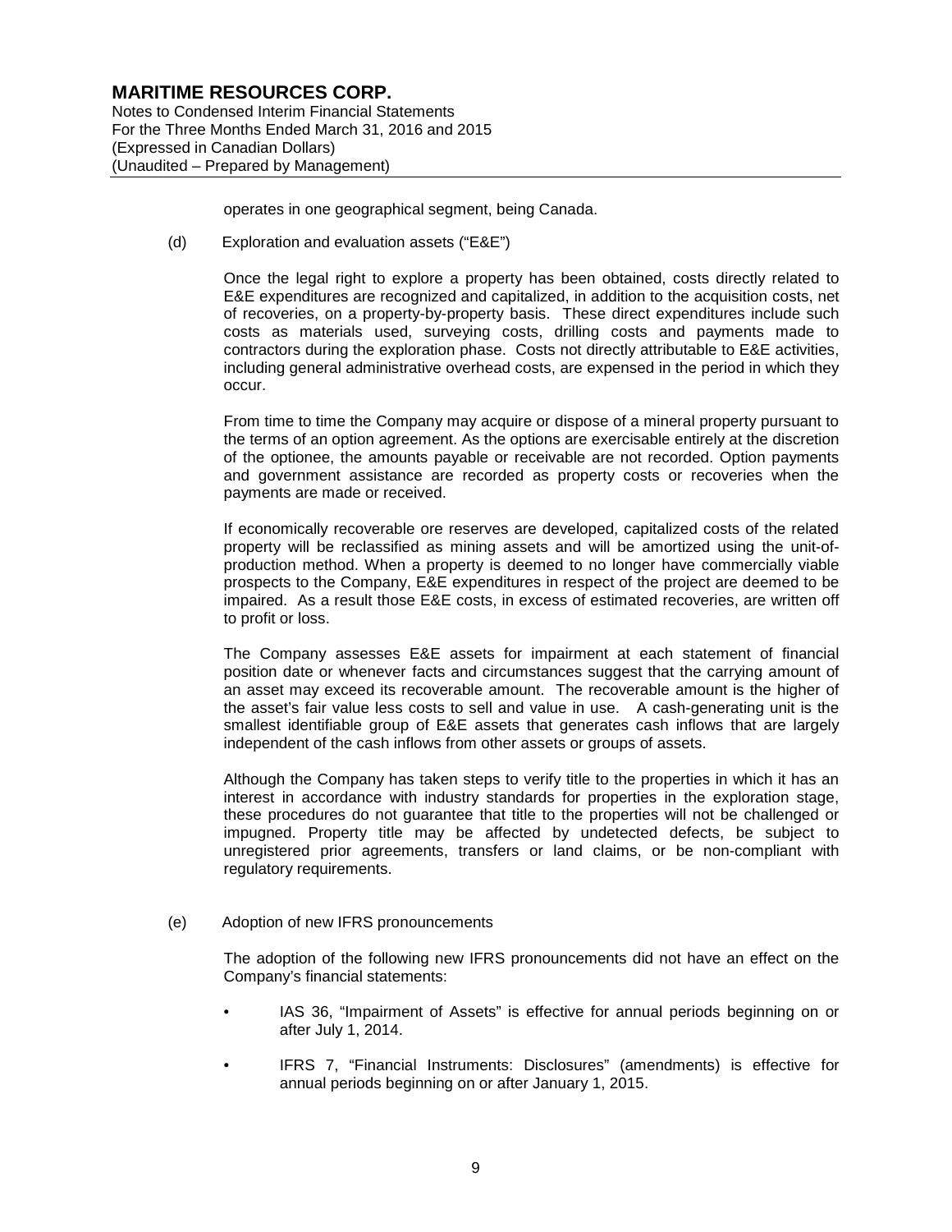operates in one geographical segment, being Canada.

(d) Exploration and evaluation assets ("E&E")

Once the legal right to explore a property has been obtained, costs directly related to E&E expenditures are recognized and capitalized, in addition to the acquisition costs, net of recoveries, on a property-by-property basis. These direct expenditures include such costs as materials used, surveying costs, drilling costs and payments made to contractors during the exploration phase. Costs not directly attributable to E&E activities, including general administrative overhead costs, are expensed in the period in which they occur.

From time to time the Company may acquire or dispose of a mineral property pursuant to the terms of an option agreement. As the options are exercisable entirely at the discretion of the optionee, the amounts payable or receivable are not recorded. Option payments and government assistance are recorded as property costs or recoveries when the payments are made or received.

If economically recoverable ore reserves are developed, capitalized costs of the related property will be reclassified as mining assets and will be amortized using the unit-of-production method. When a property is deemed to no longer have commercially viable prospects to the Company, E&E expenditures in respect of the project are deemed to be impaired. As a result those E&E costs, in excess of estimated recoveries, are written off to profit or loss.

The Company assesses E&E assets for impairment at each statement of financial position date or whenever facts and circumstances suggest that the carrying amount of an asset may exceed its recoverable amount. The recoverable amount is the higher of the asset's fair value less costs to sell and value in use. A cash-generating unit is the smallest identifiable group of E&E assets that generates cash inflows that are largely independent of the cash inflows from other assets or groups of assets.

Although the Company has taken steps to verify title to the properties in which it has an interest in accordance with industry standards for properties in the exploration stage, these procedures do not guarantee that title to the properties will not be challenged or impugned. Property title may be affected by undetected defects, be subject to unregistered prior agreements, transfers or land claims, or be non-compliant with regulatory requirements.

(e) Adoption of new IFRS pronouncements

The adoption of the following new IFRS pronouncements did not have an effect on the Company's financial statements:

- IAS 36, "Impairment of Assets" is effective for annual periods beginning on or after July 1, 2014.
- IFRS 7, "Financial Instruments: Disclosures" (amendments) is effective for annual periods beginning on or after January 1, 2015.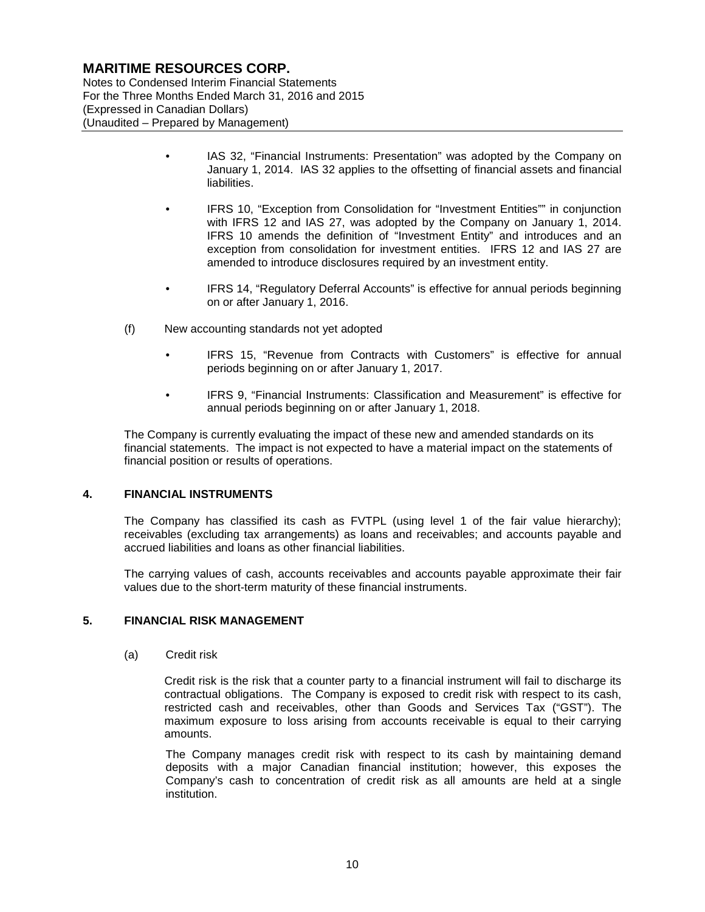- IAS 32, "Financial Instruments: Presentation" was adopted by the Company on January 1, 2014. IAS 32 applies to the offsetting of financial assets and financial liabilities.

- IFRS 10, "Exception from Consolidation for "Investment Entities"" in conjunction with IFRS 12 and IAS 27, was adopted by the Company on January 1, 2014. IFRS 10 amends the definition of "Investment Entity" and introduces and an exception from consolidation for investment entities. IFRS 12 and IAS 27 are amended to introduce disclosures required by an investment entity.

- IFRS 14, "Regulatory Deferral Accounts" is effective for annual periods beginning on or after January 1, 2016.

(f) New accounting standards not yet adopted

- IFRS 15, "Revenue from Contracts with Customers" is effective for annual periods beginning on or after January 1, 2017.

- IFRS 9, "Financial Instruments: Classification and Measurement" is effective for annual periods beginning on or after January 1, 2018.

The Company is currently evaluating the impact of these new and amended standards on its financial statements. The impact is not expected to have a material impact on the statements of financial position or results of operations.

## 4. FINANCIAL INSTRUMENTS

The Company has classified its cash as FVTPL (using level 1 of the fair value hierarchy); receivables (excluding tax arrangements) as loans and receivables; and accounts payable and accrued liabilities and loans as other financial liabilities.

The carrying values of cash, accounts receivables and accounts payable approximate their fair values due to the short-term maturity of these financial instruments.

## 5. FINANCIAL RISK MANAGEMENT

(a) Credit risk

Credit risk is the risk that a counter party to a financial instrument will fail to discharge its contractual obligations. The Company is exposed to credit risk with respect to its cash, restricted cash and receivables, other than Goods and Services Tax ("GST"). The maximum exposure to loss arising from accounts receivable is equal to their carrying amounts.

The Company manages credit risk with respect to its cash by maintaining demand deposits with a major Canadian financial institution; however, this exposes the Company's cash to concentration of credit risk as all amounts are held at a single institution.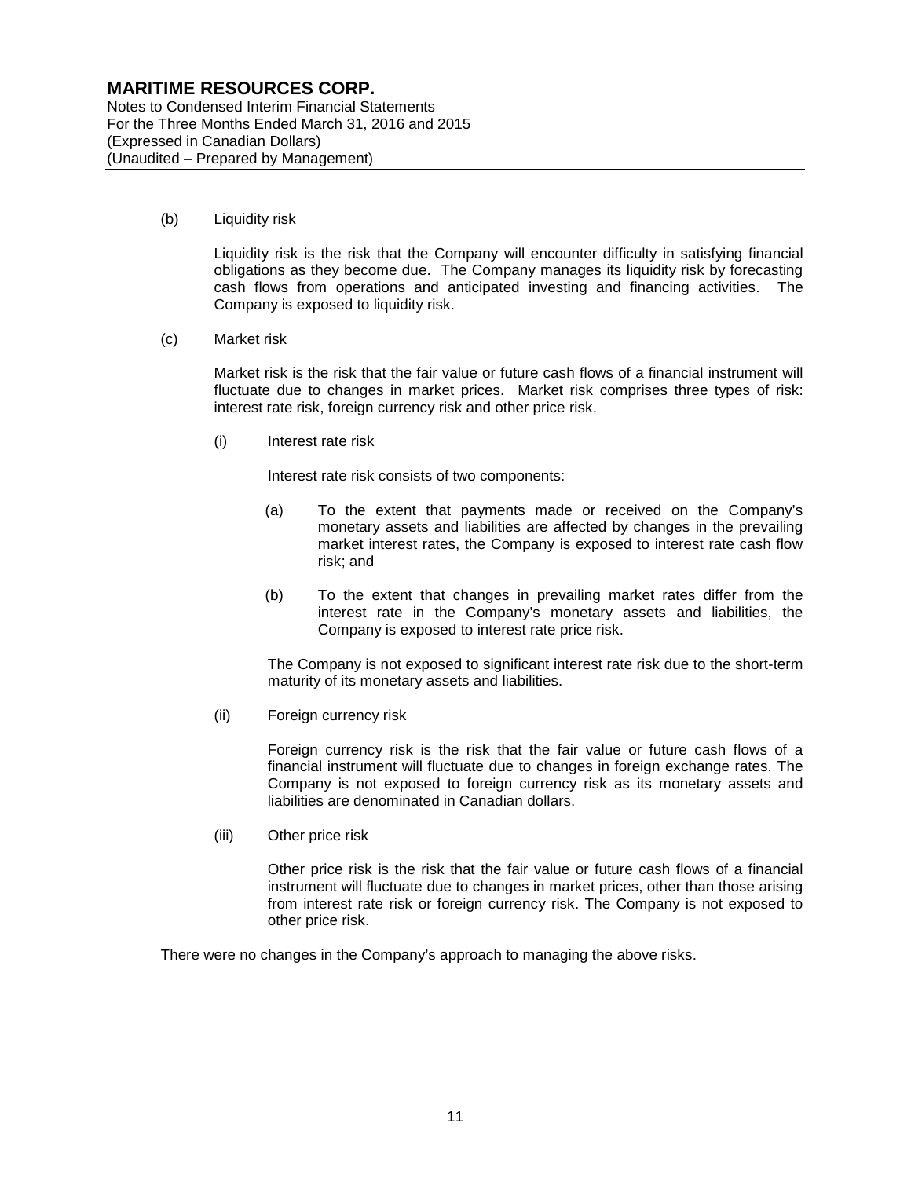(b) Liquidity risk

Liquidity risk is the risk that the Company will encounter difficulty in satisfying financial obligations as they become due. The Company manages its liquidity risk by forecasting cash flows from operations and anticipated investing and financing activities. The Company is exposed to liquidity risk.

(c) Market risk

Market risk is the risk that the fair value or future cash flows of a financial instrument will fluctuate due to changes in market prices. Market risk comprises three types of risk: interest rate risk, foreign currency risk and other price risk.

(i) Interest rate risk

Interest rate risk consists of two components:

(a) To the extent that payments made or received on the Company's monetary assets and liabilities are affected by changes in the prevailing market interest rates, the Company is exposed to interest rate cash flow risk; and

(b) To the extent that changes in prevailing market rates differ from the interest rate in the Company's monetary assets and liabilities, the Company is exposed to interest rate price risk.

The Company is not exposed to significant interest rate risk due to the short-term maturity of its monetary assets and liabilities.

(ii) Foreign currency risk

Foreign currency risk is the risk that the fair value or future cash flows of a financial instrument will fluctuate due to changes in foreign exchange rates. The Company is not exposed to foreign currency risk as its monetary assets and liabilities are denominated in Canadian dollars.

(iii) Other price risk

Other price risk is the risk that the fair value or future cash flows of a financial instrument will fluctuate due to changes in market prices, other than those arising from interest rate risk or foreign currency risk. The Company is not exposed to other price risk.

There were no changes in the Company's approach to managing the above risks.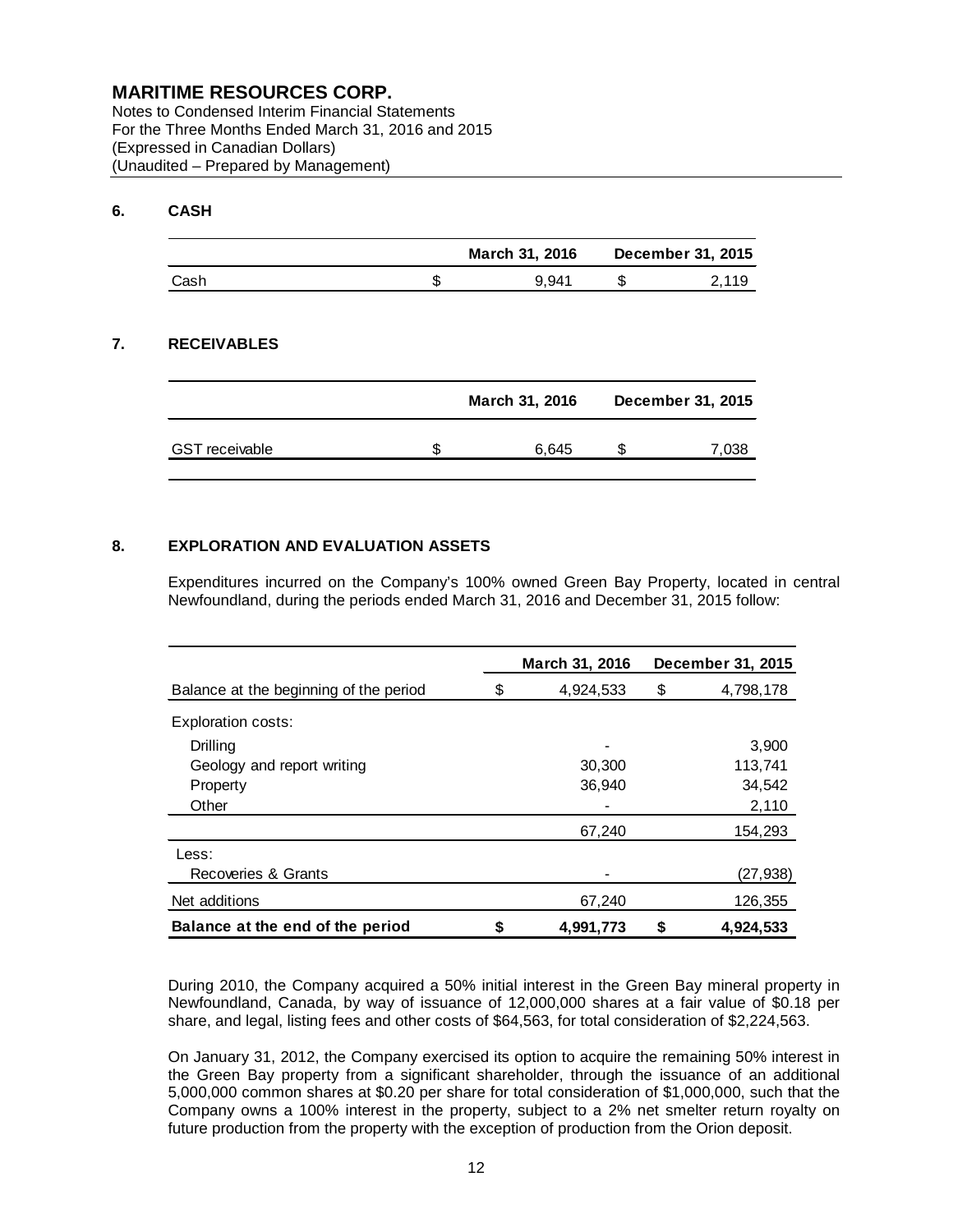# MARITIME RESOURCES CORP.

Notes to Condensed Interim Financial Statements
For the Three Months Ended March 31, 2016 and 2015
(Expressed in Canadian Dollars)
(Unaudited – Prepared by Management)

## 6. CASH

| | March 31, 2016 | December 31, 2015 |
|---|---|---|
| Cash | $ 9,941 | $ 2,119 |

## 7. RECEIVABLES

| | March 31, 2016 | December 31, 2015 |
|---|---|---|
| GST receivable | $ 6,645 | $ 7,038 |

## 8. EXPLORATION AND EVALUATION ASSETS

Expenditures incurred on the Company's 100% owned Green Bay Property, located in central Newfoundland, during the periods ended March 31, 2016 and December 31, 2015 follow:

| | March 31, 2016 | December 31, 2015 |
|---|---|---|
| Balance at the beginning of the period | $ 4,924,533 | $ 4,798,178 |
| Exploration costs: | | |
| Drilling | - | 3,900 |
| Geology and report writing | 30,300 | 113,741 |
| Property | 36,940 | 34,542 |
| Other | - | 2,110 |
| | 67,240 | 154,293 |
| Less: | | |
| Recoveries & Grants | - | (27,938) |
| Net additions | 67,240 | 126,355 |
| **Balance at the end of the period** | **$ 4,991,773** | **$ 4,924,533** |

During 2010, the Company acquired a 50% initial interest in the Green Bay mineral property in Newfoundland, Canada, by way of issuance of 12,000,000 shares at a fair value of $0.18 per share, and legal, listing fees and other costs of $64,563, for total consideration of $2,224,563.

On January 31, 2012, the Company exercised its option to acquire the remaining 50% interest in the Green Bay property from a significant shareholder, through the issuance of an additional 5,000,000 common shares at $0.20 per share for total consideration of $1,000,000, such that the Company owns a 100% interest in the property, subject to a 2% net smelter return royalty on future production from the property with the exception of production from the Orion deposit.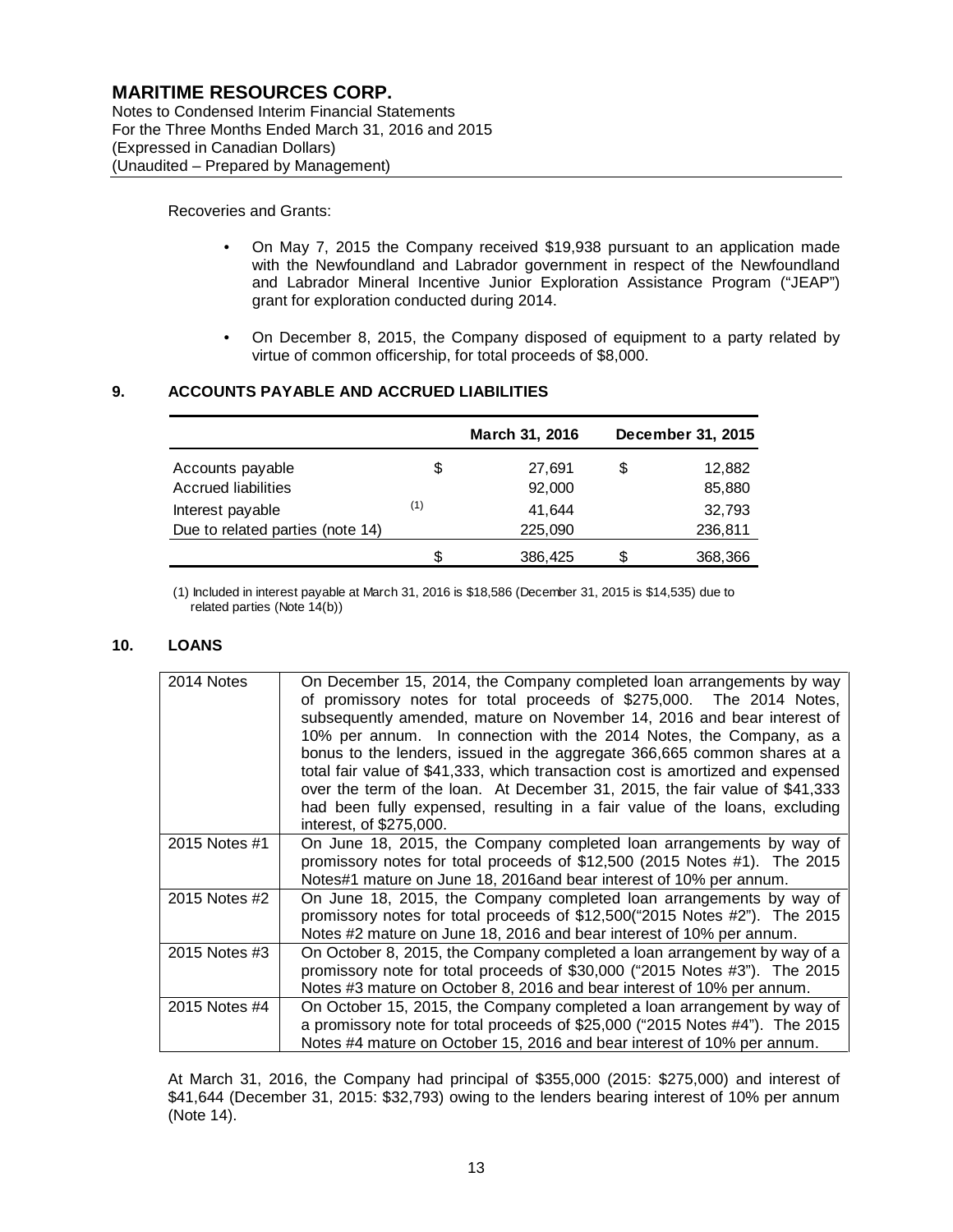Recoveries and Grants:

- On May 7, 2015 the Company received $19,938 pursuant to an application made with the Newfoundland and Labrador government in respect of the Newfoundland and Labrador Mineral Incentive Junior Exploration Assistance Program ("JEAP") grant for exploration conducted during 2014.
- On December 8, 2015, the Company disposed of equipment to a party related by virtue of common officership, for total proceeds of $8,000.

## 9. ACCOUNTS PAYABLE AND ACCRUED LIABILITIES

| | | March 31, 2016 | December 31, 2015 |
|---|---|---|---|
| Accounts payable | | $ 27,691 | $ 12,882 |
| Accrued liabilities | | 92,000 | 85,880 |
| Interest payable | (1) | 41,644 | 32,793 |
| Due to related parties (note 14) | | 225,090 | 236,811 |
| | | $ 386,425 | $ 368,366 |

(1) Included in interest payable at March 31, 2016 is $18,586 (December 31, 2015 is $14,535) due to related parties (Note 14(b))

## 10. LOANS

| | |
|---|---|
| 2014 Notes | On December 15, 2014, the Company completed loan arrangements by way of promissory notes for total proceeds of $275,000. The 2014 Notes, subsequently amended, mature on November 14, 2016 and bear interest of 10% per annum. In connection with the 2014 Notes, the Company, as a bonus to the lenders, issued in the aggregate 366,665 common shares at a total fair value of $41,333, which transaction cost is amortized and expensed over the term of the loan. At December 31, 2015, the fair value of $41,333 had been fully expensed, resulting in a fair value of the loans, excluding interest, of $275,000. |
| 2015 Notes #1 | On June 18, 2015, the Company completed loan arrangements by way of promissory notes for total proceeds of $12,500 (2015 Notes #1). The 2015 Notes#1 mature on June 18, 2016and bear interest of 10% per annum. |
| 2015 Notes #2 | On June 18, 2015, the Company completed loan arrangements by way of promissory notes for total proceeds of $12,500("2015 Notes #2"). The 2015 Notes #2 mature on June 18, 2016 and bear interest of 10% per annum. |
| 2015 Notes #3 | On October 8, 2015, the Company completed a loan arrangement by way of a promissory note for total proceeds of $30,000 ("2015 Notes #3"). The 2015 Notes #3 mature on October 8, 2016 and bear interest of 10% per annum. |
| 2015 Notes #4 | On October 15, 2015, the Company completed a loan arrangement by way of a promissory note for total proceeds of $25,000 ("2015 Notes #4"). The 2015 Notes #4 mature on October 15, 2016 and bear interest of 10% per annum. |

At March 31, 2016, the Company had principal of $355,000 (2015: $275,000) and interest of $41,644 (December 31, 2015: $32,793) owing to the lenders bearing interest of 10% per annum (Note 14).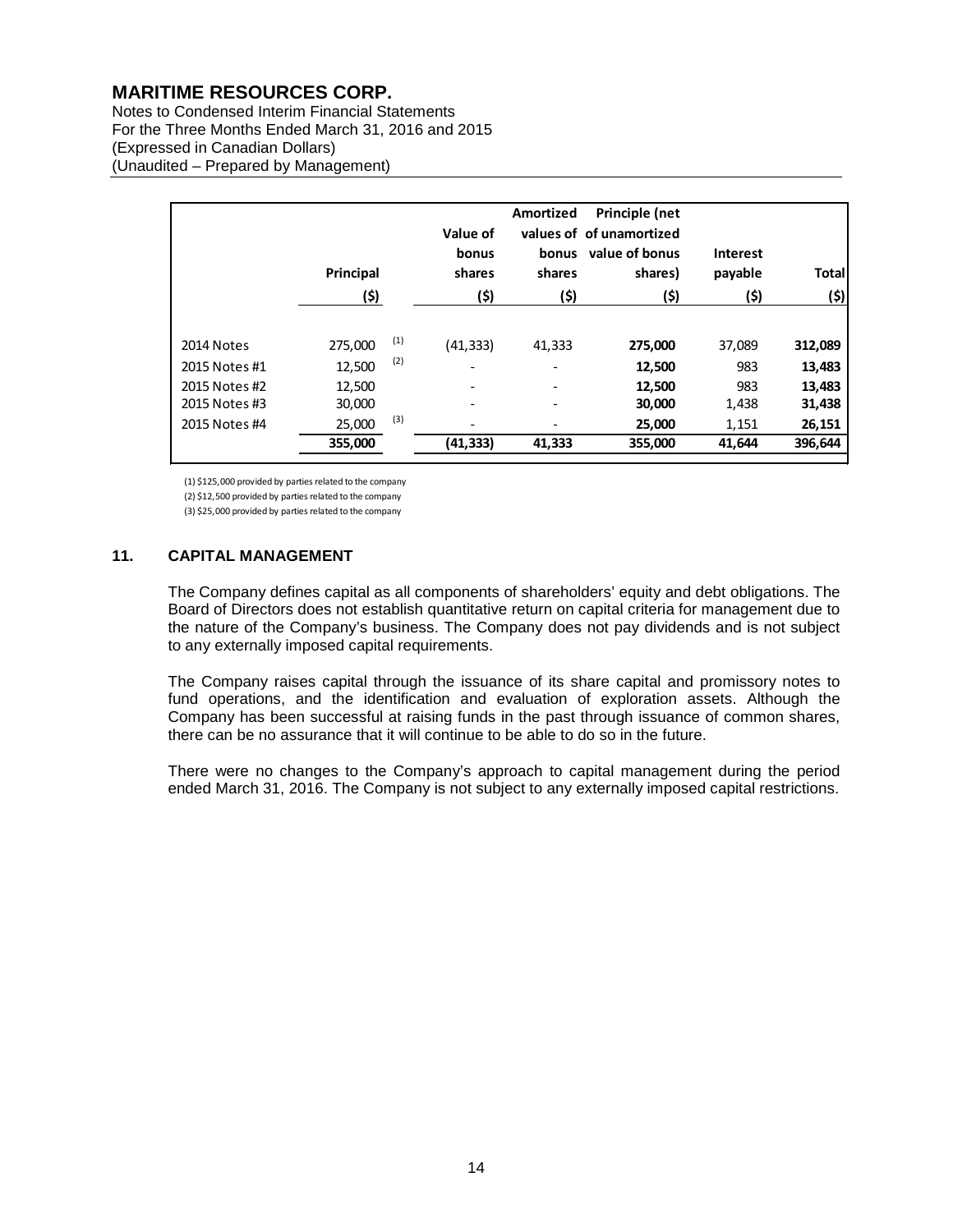# MARITIME RESOURCES CORP.

Notes to Condensed Interim Financial Statements
For the Three Months Ended March 31, 2016 and 2015
(Expressed in Canadian Dollars)
(Unaudited – Prepared by Management)

| | Principal<br>($) | | Value of bonus shares<br>($) | Amortized values of bonus shares<br>($) | Principle (net of unamortized value of bonus shares)<br>($) | Interest payable<br>($) | Total<br>($) |
|---|---|---|---|---|---|---|---|
| 2014 Notes | 275,000 | (1) | (41,333) | 41,333 | **275,000** | 37,089 | **312,089** |
| 2015 Notes #1 | 12,500 | (2) | - | - | **12,500** | 983 | **13,483** |
| 2015 Notes #2 | 12,500 | | - | - | **12,500** | 983 | **13,483** |
| 2015 Notes #3 | 30,000 | | - | - | **30,000** | 1,438 | **31,438** |
| 2015 Notes #4 | 25,000 | (3) | - | - | **25,000** | 1,151 | **26,151** |
| | **355,000** | | **(41,333)** | **41,333** | **355,000** | **41,644** | **396,644** |

(1) $125,000 provided by parties related to the company
(2) $12,500 provided by parties related to the company
(3) $25,000 provided by parties related to the company

## 11. CAPITAL MANAGEMENT

The Company defines capital as all components of shareholders' equity and debt obligations. The Board of Directors does not establish quantitative return on capital criteria for management due to the nature of the Company's business. The Company does not pay dividends and is not subject to any externally imposed capital requirements.

The Company raises capital through the issuance of its share capital and promissory notes to fund operations, and the identification and evaluation of exploration assets. Although the Company has been successful at raising funds in the past through issuance of common shares, there can be no assurance that it will continue to be able to do so in the future.

There were no changes to the Company's approach to capital management during the period ended March 31, 2016. The Company is not subject to any externally imposed capital restrictions.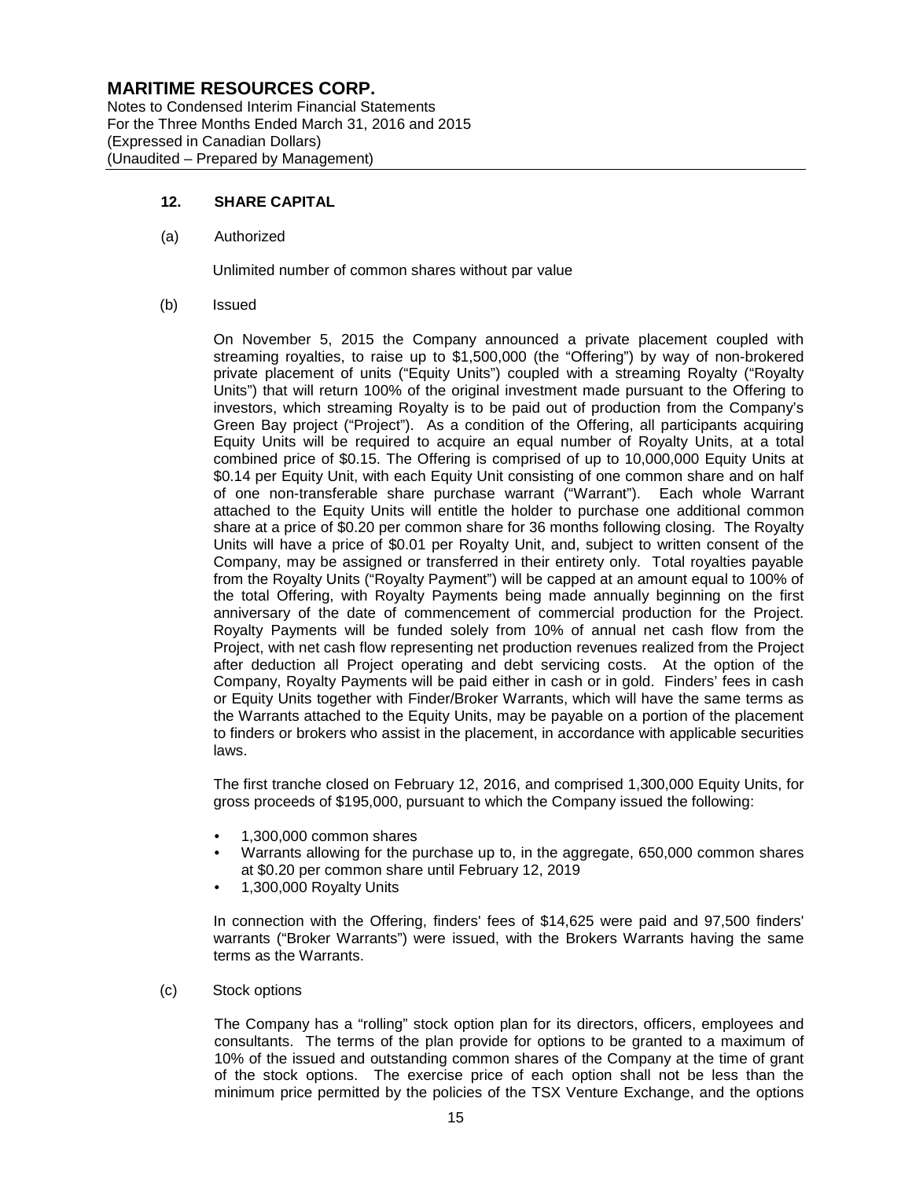## 12. SHARE CAPITAL

(a) Authorized

Unlimited number of common shares without par value

(b) Issued

On November 5, 2015 the Company announced a private placement coupled with streaming royalties, to raise up to $1,500,000 (the "Offering") by way of non-brokered private placement of units ("Equity Units") coupled with a streaming Royalty ("Royalty Units") that will return 100% of the original investment made pursuant to the Offering to investors, which streaming Royalty is to be paid out of production from the Company's Green Bay project ("Project"). As a condition of the Offering, all participants acquiring Equity Units will be required to acquire an equal number of Royalty Units, at a total combined price of $0.15. The Offering is comprised of up to 10,000,000 Equity Units at $0.14 per Equity Unit, with each Equity Unit consisting of one common share and on half of one non-transferable share purchase warrant ("Warrant"). Each whole Warrant attached to the Equity Units will entitle the holder to purchase one additional common share at a price of $0.20 per common share for 36 months following closing. The Royalty Units will have a price of $0.01 per Royalty Unit, and, subject to written consent of the Company, may be assigned or transferred in their entirety only. Total royalties payable from the Royalty Units ("Royalty Payment") will be capped at an amount equal to 100% of the total Offering, with Royalty Payments being made annually beginning on the first anniversary of the date of commencement of commercial production for the Project. Royalty Payments will be funded solely from 10% of annual net cash flow from the Project, with net cash flow representing net production revenues realized from the Project after deduction all Project operating and debt servicing costs. At the option of the Company, Royalty Payments will be paid either in cash or in gold. Finders' fees in cash or Equity Units together with Finder/Broker Warrants, which will have the same terms as the Warrants attached to the Equity Units, may be payable on a portion of the placement to finders or brokers who assist in the placement, in accordance with applicable securities laws.

The first tranche closed on February 12, 2016, and comprised 1,300,000 Equity Units, for gross proceeds of $195,000, pursuant to which the Company issued the following:

- 1,300,000 common shares
- Warrants allowing for the purchase up to, in the aggregate, 650,000 common shares at $0.20 per common share until February 12, 2019
- 1,300,000 Royalty Units

In connection with the Offering, finders' fees of $14,625 were paid and 97,500 finders' warrants ("Broker Warrants") were issued, with the Brokers Warrants having the same terms as the Warrants.

(c) Stock options

The Company has a "rolling" stock option plan for its directors, officers, employees and consultants. The terms of the plan provide for options to be granted to a maximum of 10% of the issued and outstanding common shares of the Company at the time of grant of the stock options. The exercise price of each option shall not be less than the minimum price permitted by the policies of the TSX Venture Exchange, and the options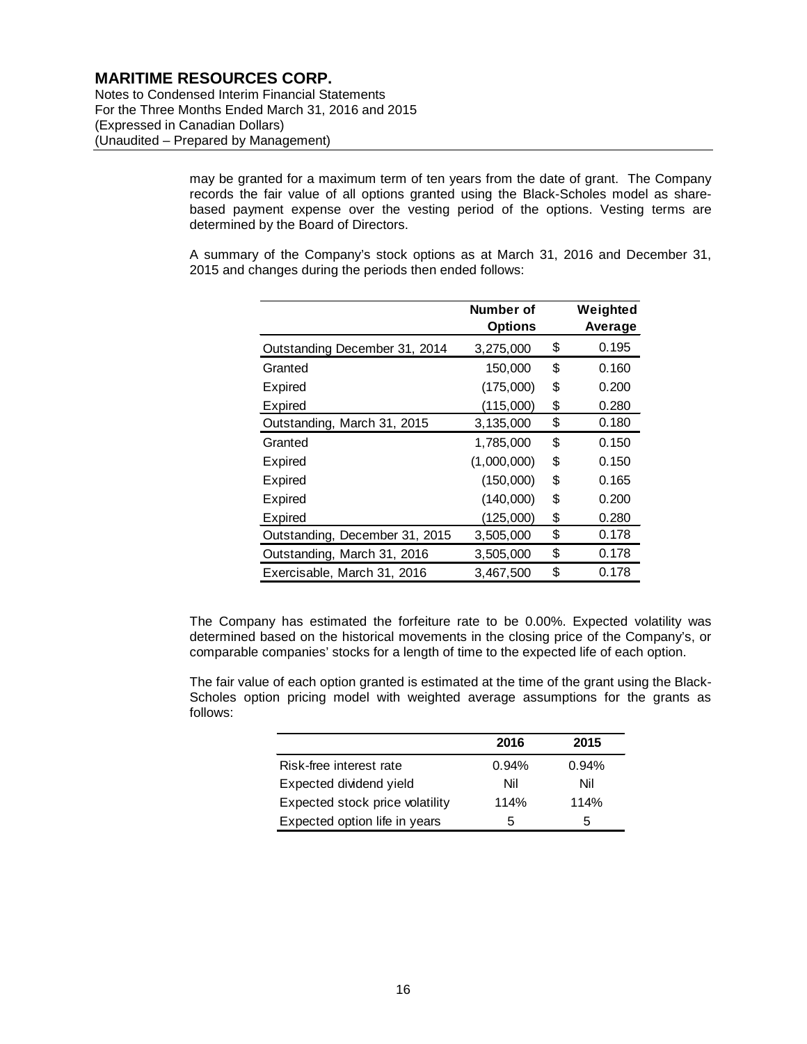may be granted for a maximum term of ten years from the date of grant. The Company records the fair value of all options granted using the Black-Scholes model as share-based payment expense over the vesting period of the options. Vesting terms are determined by the Board of Directors.

A summary of the Company's stock options as at March 31, 2016 and December 31, 2015 and changes during the periods then ended follows:

| | Number of Options | Weighted Average |
|---|---|---|
| Outstanding December 31, 2014 | 3,275,000 | $ 0.195 |
| Granted | 150,000 | $ 0.160 |
| Expired | (175,000) | $ 0.200 |
| Expired | (115,000) | $ 0.280 |
| Outstanding, March 31, 2015 | 3,135,000 | $ 0.180 |
| Granted | 1,785,000 | $ 0.150 |
| Expired | (1,000,000) | $ 0.150 |
| Expired | (150,000) | $ 0.165 |
| Expired | (140,000) | $ 0.200 |
| Expired | (125,000) | $ 0.280 |
| Outstanding, December 31, 2015 | 3,505,000 | $ 0.178 |
| Outstanding, March 31, 2016 | 3,505,000 | $ 0.178 |
| Exercisable, March 31, 2016 | 3,467,500 | $ 0.178 |

The Company has estimated the forfeiture rate to be 0.00%. Expected volatility was determined based on the historical movements in the closing price of the Company's, or comparable companies' stocks for a length of time to the expected life of each option.

The fair value of each option granted is estimated at the time of the grant using the Black-Scholes option pricing model with weighted average assumptions for the grants as follows:

| | 2016 | 2015 |
|---|---|---|
| Risk-free interest rate | 0.94% | 0.94% |
| Expected dividend yield | Nil | Nil |
| Expected stock price volatility | 114% | 114% |
| Expected option life in years | 5 | 5 |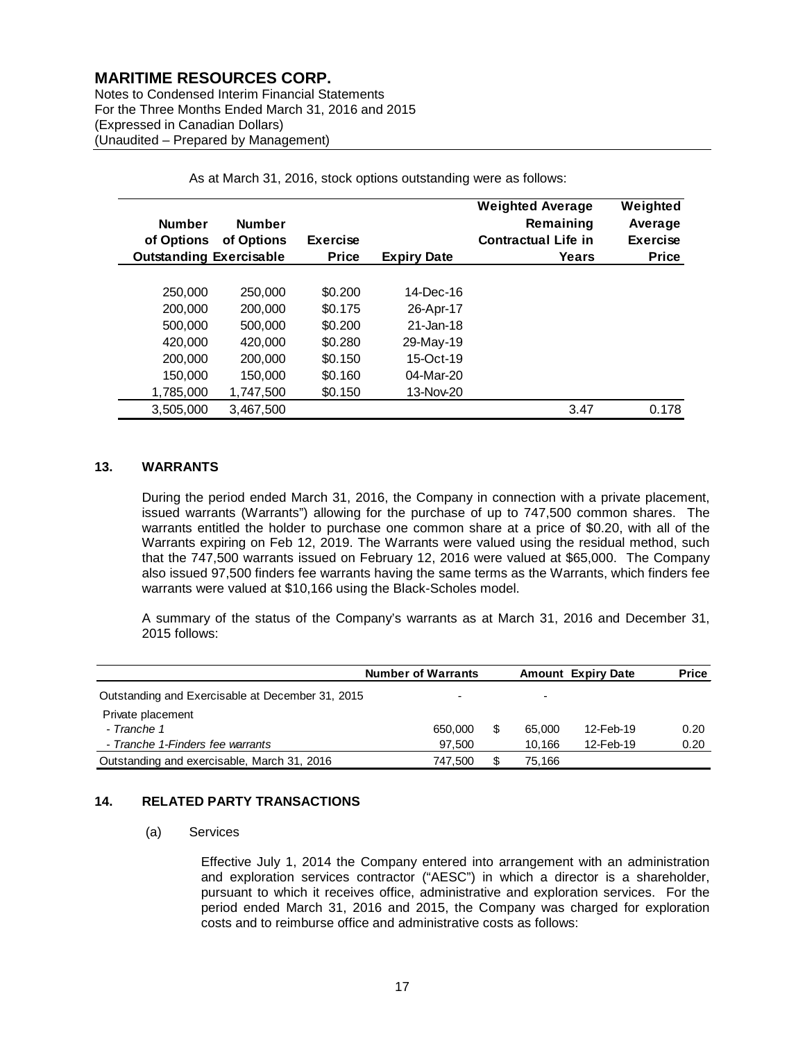As at March 31, 2016, stock options outstanding were as follows:

| Number of Options Outstanding | Number of Options Exercisable | Exercise Price | Expiry Date | Weighted Average Remaining Contractual Life in Years | Weighted Average Exercise Price |
|---|---|---|---|---|---|
| 250,000 | 250,000 | $0.200 | 14-Dec-16 | | |
| 200,000 | 200,000 | $0.175 | 26-Apr-17 | | |
| 500,000 | 500,000 | $0.200 | 21-Jan-18 | | |
| 420,000 | 420,000 | $0.280 | 29-May-19 | | |
| 200,000 | 200,000 | $0.150 | 15-Oct-19 | | |
| 150,000 | 150,000 | $0.160 | 04-Mar-20 | | |
| 1,785,000 | 1,747,500 | $0.150 | 13-Nov-20 | | |
| 3,505,000 | 3,467,500 | | | 3.47 | 0.178 |

## 13. WARRANTS

During the period ended March 31, 2016, the Company in connection with a private placement, issued warrants (Warrants") allowing for the purchase of up to 747,500 common shares. The warrants entitled the holder to purchase one common share at a price of $0.20, with all of the Warrants expiring on Feb 12, 2019. The Warrants were valued using the residual method, such that the 747,500 warrants issued on February 12, 2016 were valued at $65,000. The Company also issued 97,500 finders fee warrants having the same terms as the Warrants, which finders fee warrants were valued at $10,166 using the Black-Scholes model.

A summary of the status of the Company's warrants as at March 31, 2016 and December 31, 2015 follows:

| | Number of Warrants | | Amount | Expiry Date | Price |
|---|---|---|---|---|---|
| Outstanding and Exercisable at December 31, 2015 | - | | - | | |
| Private placement | | | | | |
| *- Tranche 1* | 650,000 | $ | 65,000 | 12-Feb-19 | 0.20 |
| *- Tranche 1-Finders fee warrants* | 97,500 | | 10,166 | 12-Feb-19 | 0.20 |
| Outstanding and exercisable, March 31, 2016 | 747,500 | $ | 75,166 | | |

## 14. RELATED PARTY TRANSACTIONS

(a) Services

Effective July 1, 2014 the Company entered into arrangement with an administration and exploration services contractor ("AESC") in which a director is a shareholder, pursuant to which it receives office, administrative and exploration services. For the period ended March 31, 2016 and 2015, the Company was charged for exploration costs and to reimburse office and administrative costs as follows: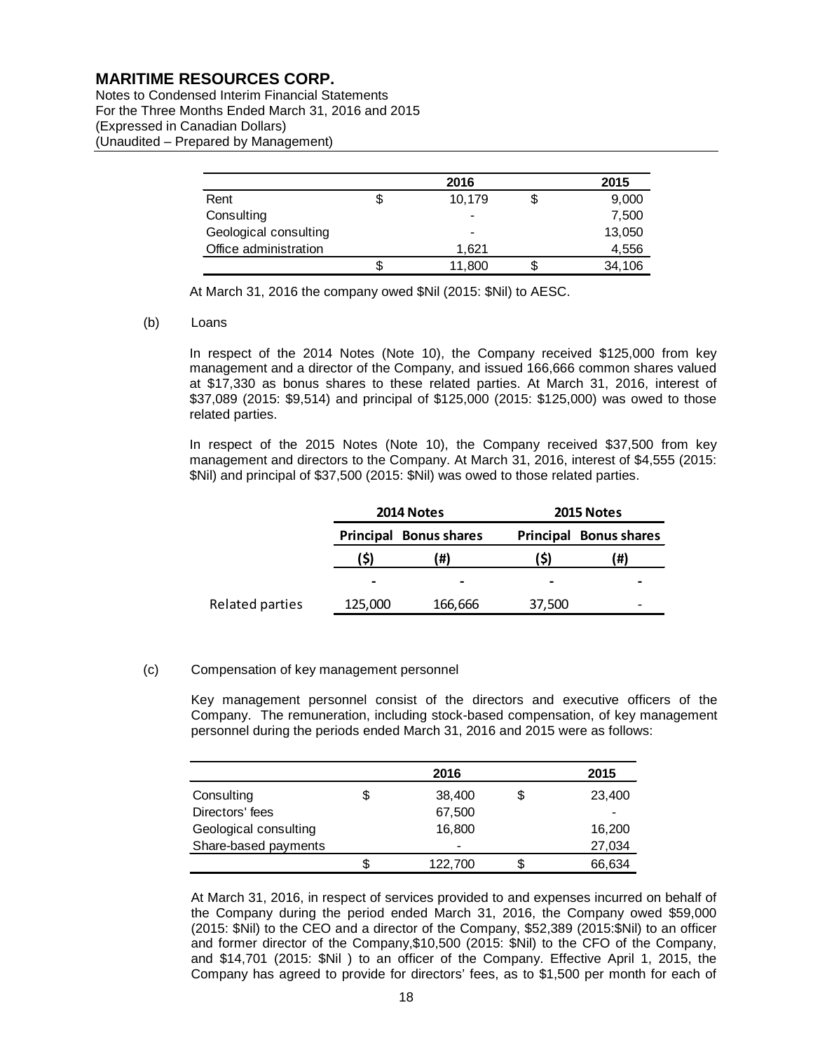# MARITIME RESOURCES CORP.

Notes to Condensed Interim Financial Statements
For the Three Months Ended March 31, 2016 and 2015
(Expressed in Canadian Dollars)
(Unaudited – Prepared by Management)

| | 2016 | 2015 |
|---|---|---|
| Rent | $ 10,179 | $ 9,000 |
| Consulting | - | 7,500 |
| Geological consulting | - | 13,050 |
| Office administration | 1,621 | 4,556 |
| | $ 11,800 | $ 34,106 |

At March 31, 2016 the company owed $Nil (2015: $Nil) to AESC.

(b) Loans

In respect of the 2014 Notes (Note 10), the Company received $125,000 from key management and a director of the Company, and issued 166,666 common shares valued at $17,330 as bonus shares to these related parties. At March 31, 2016, interest of $37,089 (2015: $9,514) and principal of $125,000 (2015: $125,000) was owed to those related parties.

In respect of the 2015 Notes (Note 10), the Company received $37,500 from key management and directors to the Company. At March 31, 2016, interest of $4,555 (2015: $Nil) and principal of $37,500 (2015: $Nil) was owed to those related parties.

| | 2014 Notes | | 2015 Notes | |
|---|---|---|---|---|
| | Principal | Bonus shares | Principal | Bonus shares |
| | ($) | (#) | ($) | (#) |
| | - | - | - | - |
| Related parties | 125,000 | 166,666 | 37,500 | - |

(c) Compensation of key management personnel

Key management personnel consist of the directors and executive officers of the Company. The remuneration, including stock-based compensation, of key management personnel during the periods ended March 31, 2016 and 2015 were as follows:

| | 2016 | 2015 |
|---|---|---|
| Consulting | $ 38,400 | $ 23,400 |
| Directors' fees | 67,500 | - |
| Geological consulting | 16,800 | 16,200 |
| Share-based payments | - | 27,034 |
| | $ 122,700 | $ 66,634 |

At March 31, 2016, in respect of services provided to and expenses incurred on behalf of the Company during the period ended March 31, 2016, the Company owed $59,000 (2015: $Nil) to the CEO and a director of the Company, $52,389 (2015:$Nil) to an officer and former director of the Company,$10,500 (2015: $Nil) to the CFO of the Company, and $14,701 (2015: $Nil ) to an officer of the Company. Effective April 1, 2015, the Company has agreed to provide for directors' fees, as to $1,500 per month for each of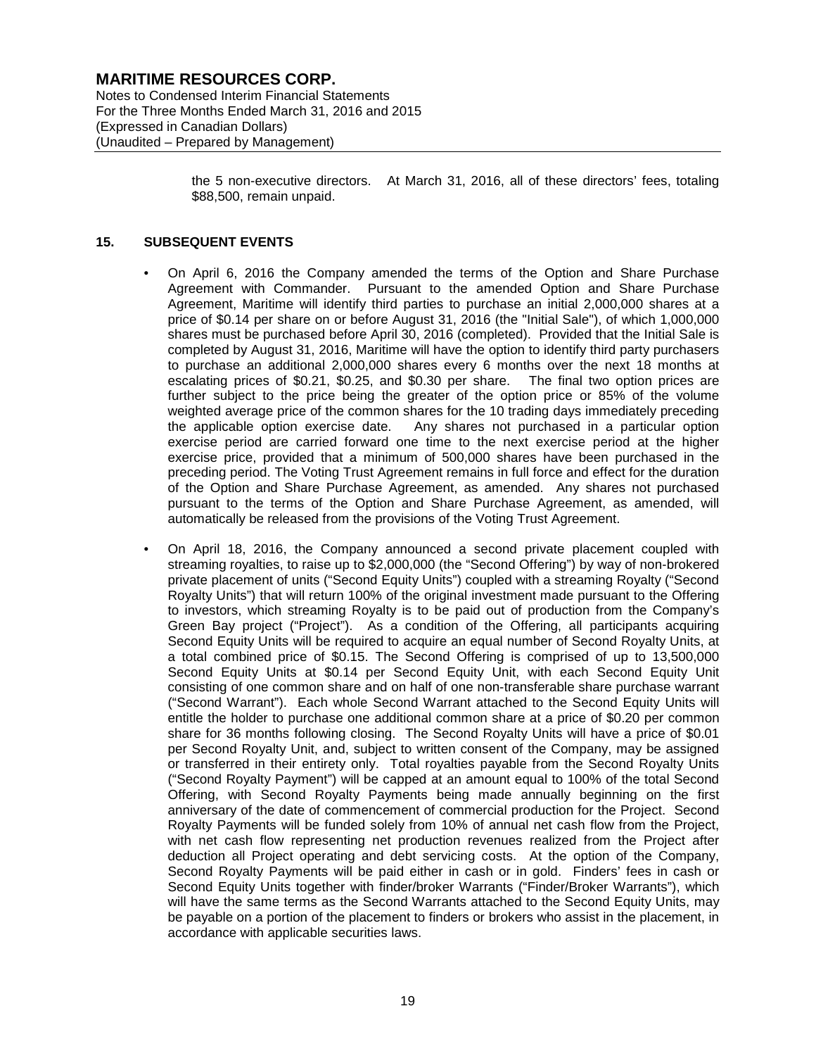the 5 non-executive directors. At March 31, 2016, all of these directors' fees, totaling $88,500, remain unpaid.

## 15. SUBSEQUENT EVENTS

- On April 6, 2016 the Company amended the terms of the Option and Share Purchase Agreement with Commander. Pursuant to the amended Option and Share Purchase Agreement, Maritime will identify third parties to purchase an initial 2,000,000 shares at a price of $0.14 per share on or before August 31, 2016 (the "Initial Sale"), of which 1,000,000 shares must be purchased before April 30, 2016 (completed). Provided that the Initial Sale is completed by August 31, 2016, Maritime will have the option to identify third party purchasers to purchase an additional 2,000,000 shares every 6 months over the next 18 months at escalating prices of $0.21, $0.25, and $0.30 per share. The final two option prices are further subject to the price being the greater of the option price or 85% of the volume weighted average price of the common shares for the 10 trading days immediately preceding the applicable option exercise date. Any shares not purchased in a particular option exercise period are carried forward one time to the next exercise period at the higher exercise price, provided that a minimum of 500,000 shares have been purchased in the preceding period. The Voting Trust Agreement remains in full force and effect for the duration of the Option and Share Purchase Agreement, as amended. Any shares not purchased pursuant to the terms of the Option and Share Purchase Agreement, as amended, will automatically be released from the provisions of the Voting Trust Agreement.

- On April 18, 2016, the Company announced a second private placement coupled with streaming royalties, to raise up to $2,000,000 (the "Second Offering") by way of non-brokered private placement of units ("Second Equity Units") coupled with a streaming Royalty ("Second Royalty Units") that will return 100% of the original investment made pursuant to the Offering to investors, which streaming Royalty is to be paid out of production from the Company's Green Bay project ("Project"). As a condition of the Offering, all participants acquiring Second Equity Units will be required to acquire an equal number of Second Royalty Units, at a total combined price of $0.15. The Second Offering is comprised of up to 13,500,000 Second Equity Units at $0.14 per Second Equity Unit, with each Second Equity Unit consisting of one common share and on half of one non-transferable share purchase warrant ("Second Warrant"). Each whole Second Warrant attached to the Second Equity Units will entitle the holder to purchase one additional common share at a price of $0.20 per common share for 36 months following closing. The Second Royalty Units will have a price of $0.01 per Second Royalty Unit, and, subject to written consent of the Company, may be assigned or transferred in their entirety only. Total royalties payable from the Second Royalty Units ("Second Royalty Payment") will be capped at an amount equal to 100% of the total Second Offering, with Second Royalty Payments being made annually beginning on the first anniversary of the date of commencement of commercial production for the Project. Second Royalty Payments will be funded solely from 10% of annual net cash flow from the Project, with net cash flow representing net production revenues realized from the Project after deduction all Project operating and debt servicing costs. At the option of the Company, Second Royalty Payments will be paid either in cash or in gold. Finders' fees in cash or Second Equity Units together with finder/broker Warrants ("Finder/Broker Warrants"), which will have the same terms as the Second Warrants attached to the Second Equity Units, may be payable on a portion of the placement to finders or brokers who assist in the placement, in accordance with applicable securities laws.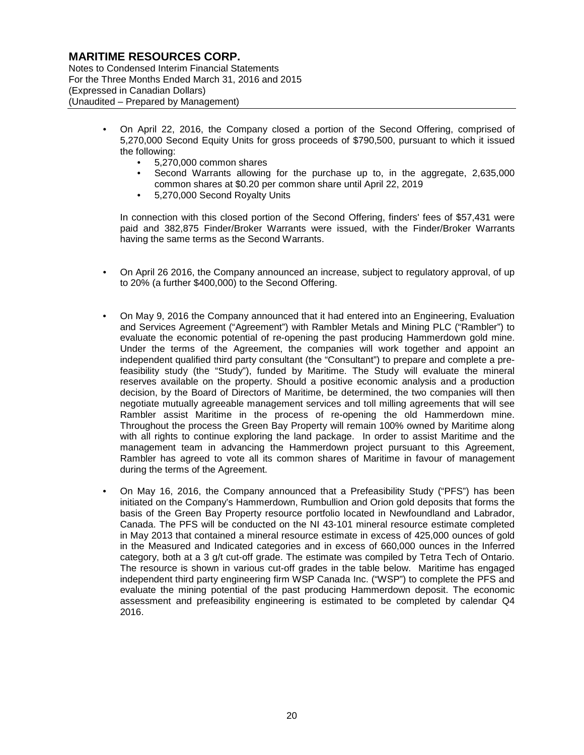- On April 22, 2016, the Company closed a portion of the Second Offering, comprised of 5,270,000 Second Equity Units for gross proceeds of $790,500, pursuant to which it issued the following:
  - 5,270,000 common shares
  - Second Warrants allowing for the purchase up to, in the aggregate, 2,635,000 common shares at $0.20 per common share until April 22, 2019
  - 5,270,000 Second Royalty Units

  In connection with this closed portion of the Second Offering, finders' fees of $57,431 were paid and 382,875 Finder/Broker Warrants were issued, with the Finder/Broker Warrants having the same terms as the Second Warrants.

- On April 26 2016, the Company announced an increase, subject to regulatory approval, of up to 20% (a further $400,000) to the Second Offering.

- On May 9, 2016 the Company announced that it had entered into an Engineering, Evaluation and Services Agreement ("Agreement") with Rambler Metals and Mining PLC ("Rambler") to evaluate the economic potential of re-opening the past producing Hammerdown gold mine. Under the terms of the Agreement, the companies will work together and appoint an independent qualified third party consultant (the "Consultant") to prepare and complete a pre-feasibility study (the "Study"), funded by Maritime. The Study will evaluate the mineral reserves available on the property. Should a positive economic analysis and a production decision, by the Board of Directors of Maritime, be determined, the two companies will then negotiate mutually agreeable management services and toll milling agreements that will see Rambler assist Maritime in the process of re-opening the old Hammerdown mine. Throughout the process the Green Bay Property will remain 100% owned by Maritime along with all rights to continue exploring the land package. In order to assist Maritime and the management team in advancing the Hammerdown project pursuant to this Agreement, Rambler has agreed to vote all its common shares of Maritime in favour of management during the terms of the Agreement.

- On May 16, 2016, the Company announced that a Prefeasibility Study ("PFS") has been initiated on the Company's Hammerdown, Rumbullion and Orion gold deposits that forms the basis of the Green Bay Property resource portfolio located in Newfoundland and Labrador, Canada. The PFS will be conducted on the NI 43-101 mineral resource estimate completed in May 2013 that contained a mineral resource estimate in excess of 425,000 ounces of gold in the Measured and Indicated categories and in excess of 660,000 ounces in the Inferred category, both at a 3 g/t cut-off grade. The estimate was compiled by Tetra Tech of Ontario. The resource is shown in various cut-off grades in the table below. Maritime has engaged independent third party engineering firm WSP Canada Inc. ("WSP") to complete the PFS and evaluate the mining potential of the past producing Hammerdown deposit. The economic assessment and prefeasibility engineering is estimated to be completed by calendar Q4 2016.